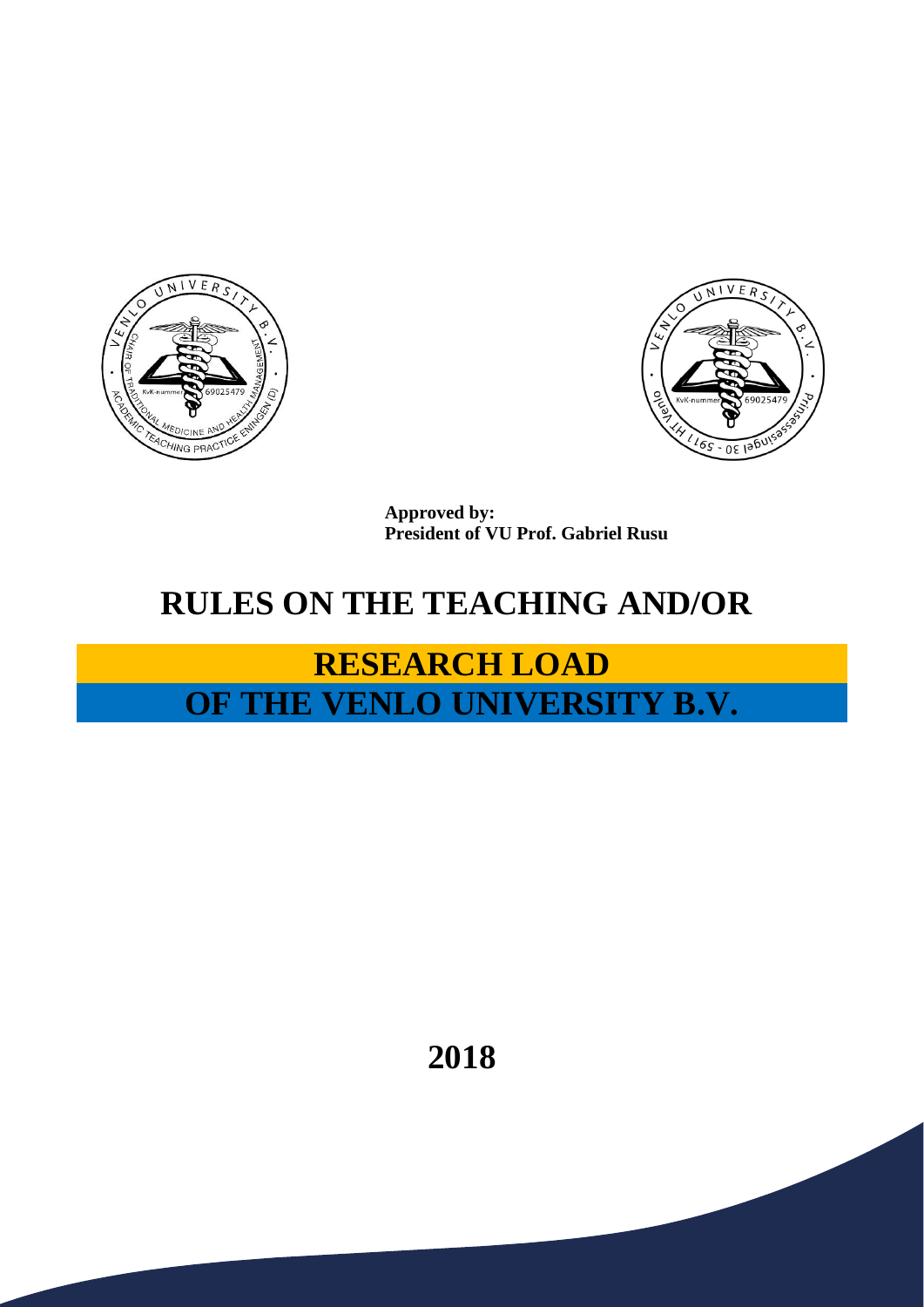**Approved by:**
**President of VU Prof. Gabriel Rusu**

# RULES ON THE TEACHING AND/OR RESEARCH LOAD OF THE VENLO UNIVERSITY B.V.

**2018**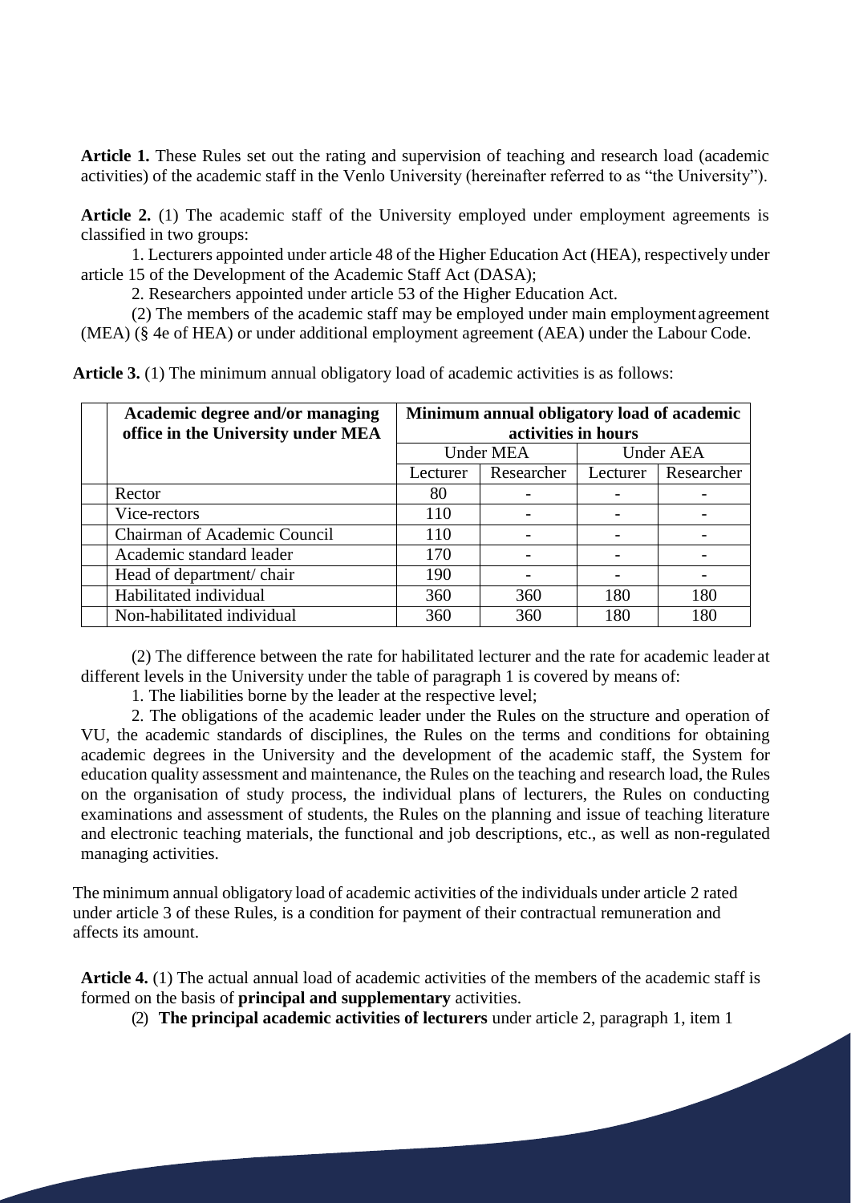**Article 1.** These Rules set out the rating and supervision of teaching and research load (academic activities) of the academic staff in the Venlo University (hereinafter referred to as "the University").

**Article 2.** (1) The academic staff of the University employed under employment agreements is classified in two groups:

1. Lecturers appointed under article 48 of the Higher Education Act (HEA), respectively under article 15 of the Development of the Academic Staff Act (DASA);
2. Researchers appointed under article 53 of the Higher Education Act.

(2) The members of the academic staff may be employed under main employment agreement (MEA) (§ 4e of HEA) or under additional employment agreement (AEA) under the Labour Code.

**Article 3.** (1) The minimum annual obligatory load of academic activities is as follows:

| | Academic degree and/or managing office in the University under MEA | Minimum annual obligatory load of academic activities in hours | | | |
|---|---|---|---|---|---|
| | | Under MEA | | Under AEA | |
| | | Lecturer | Researcher | Lecturer | Researcher |
| | Rector | 80 | - | - | - |
| | Vice-rectors | 110 | - | - | - |
| | Chairman of Academic Council | 110 | - | - | - |
| | Academic standard leader | 170 | - | - | - |
| | Head of department/ chair | 190 | - | - | - |
| | Habilitated individual | 360 | 360 | 180 | 180 |
| | Non-habilitated individual | 360 | 360 | 180 | 180 |

(2) The difference between the rate for habilitated lecturer and the rate for academic leader at different levels in the University under the table of paragraph 1 is covered by means of:

1. The liabilities borne by the leader at the respective level;
2. The obligations of the academic leader under the Rules on the structure and operation of VU, the academic standards of disciplines, the Rules on the terms and conditions for obtaining academic degrees in the University and the development of the academic staff, the System for education quality assessment and maintenance, the Rules on the teaching and research load, the Rules on the organisation of study process, the individual plans of lecturers, the Rules on conducting examinations and assessment of students, the Rules on the planning and issue of teaching literature and electronic teaching materials, the functional and job descriptions, etc., as well as non-regulated managing activities.

The minimum annual obligatory load of academic activities of the individuals under article 2 rated under article 3 of these Rules, is a condition for payment of their contractual remuneration and affects its amount.

**Article 4.** (1) The actual annual load of academic activities of the members of the academic staff is formed on the basis of **principal and supplementary** activities.

(2) **The principal academic activities of lecturers** under article 2, paragraph 1, item 1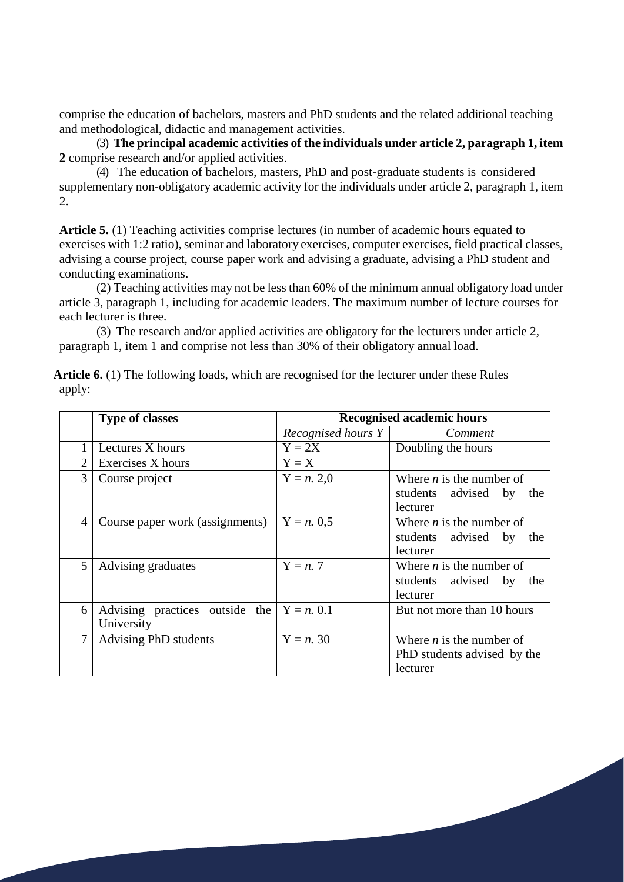comprise the education of bachelors, masters and PhD students and the related additional teaching and methodological, didactic and management activities.

(3) **The principal academic activities of the individuals under article 2, paragraph 1, item 2** comprise research and/or applied activities.

(4) The education of bachelors, masters, PhD and post-graduate students is considered supplementary non-obligatory academic activity for the individuals under article 2, paragraph 1, item 2.

**Article 5.** (1) Teaching activities comprise lectures (in number of academic hours equated to exercises with 1:2 ratio), seminar and laboratory exercises, computer exercises, field practical classes, advising a course project, course paper work and advising a graduate, advising a PhD student and conducting examinations.

(2) Teaching activities may not be less than 60% of the minimum annual obligatory load under article 3, paragraph 1, including for academic leaders. The maximum number of lecture courses for each lecturer is three.

(3) The research and/or applied activities are obligatory for the lecturers under article 2, paragraph 1, item 1 and comprise not less than 30% of their obligatory annual load.

**Article 6.** (1) The following loads, which are recognised for the lecturer under these Rules apply:

| | **Type of classes** | **Recognised academic hours** | |
|---|---|---|---|
| | | *Recognised hours Y* | *Comment* |
| 1 | Lectures X hours | Y = 2X | Doubling the hours |
| 2 | Exercises X hours | Y = X | |
| 3 | Course project | Y = *n*. 2,0 | Where *n* is the number of students advised by the lecturer |
| 4 | Course paper work (assignments) | Y = *n*. 0,5 | Where *n* is the number of students advised by the lecturer |
| 5 | Advising graduates | Y = *n*. 7 | Where *n* is the number of students advised by the lecturer |
| 6 | Advising practices outside the University | Y = *n*. 0.1 | But not more than 10 hours |
| 7 | Advising PhD students | Y = *n*. 30 | Where *n* is the number of PhD students advised by the lecturer |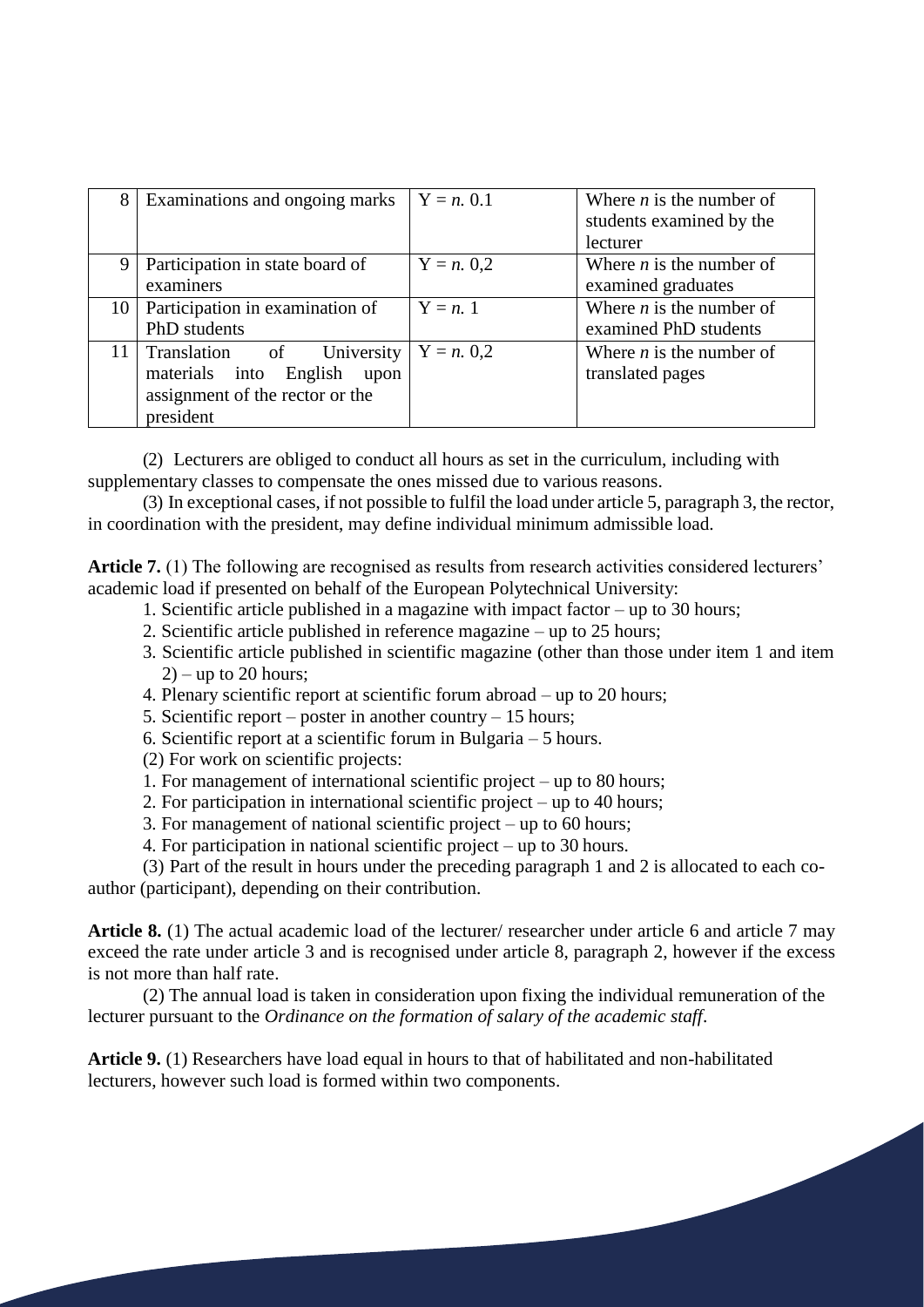| 8 | Examinations and ongoing marks | $Y = n.\ 0.1$ | Where $n$ is the number of students examined by the lecturer |
|---|---|---|---|
| 9 | Participation in state board of examiners | $Y = n.\ 0,2$ | Where $n$ is the number of examined graduates |
| 10 | Participation in examination of PhD students | $Y = n.\ 1$ | Where $n$ is the number of examined PhD students |
| 11 | Translation of University materials into English upon assignment of the rector or the president | $Y = n.\ 0,2$ | Where $n$ is the number of translated pages |

(2) Lecturers are obliged to conduct all hours as set in the curriculum, including with supplementary classes to compensate the ones missed due to various reasons.

(3) In exceptional cases, if not possible to fulfil the load under article 5, paragraph 3, the rector, in coordination with the president, may define individual minimum admissible load.

**Article 7.** (1) The following are recognised as results from research activities considered lecturers' academic load if presented on behalf of the European Polytechnical University:

1. Scientific article published in a magazine with impact factor – up to 30 hours;
2. Scientific article published in reference magazine – up to 25 hours;
3. Scientific article published in scientific magazine (other than those under item 1 and item 2) – up to 20 hours;
4. Plenary scientific report at scientific forum abroad – up to 20 hours;
5. Scientific report – poster in another country – 15 hours;
6. Scientific report at a scientific forum in Bulgaria – 5 hours.

(2) For work on scientific projects:

1. For management of international scientific project – up to 80 hours;
2. For participation in international scientific project – up to 40 hours;
3. For management of national scientific project – up to 60 hours;
4. For participation in national scientific project – up to 30 hours.

(3) Part of the result in hours under the preceding paragraph 1 and 2 is allocated to each co-author (participant), depending on their contribution.

**Article 8.** (1) The actual academic load of the lecturer/ researcher under article 6 and article 7 may exceed the rate under article 3 and is recognised under article 8, paragraph 2, however if the excess is not more than half rate.

(2) The annual load is taken in consideration upon fixing the individual remuneration of the lecturer pursuant to the *Ordinance on the formation of salary of the academic staff*.

**Article 9.** (1) Researchers have load equal in hours to that of habilitated and non-habilitated lecturers, however such load is formed within two components.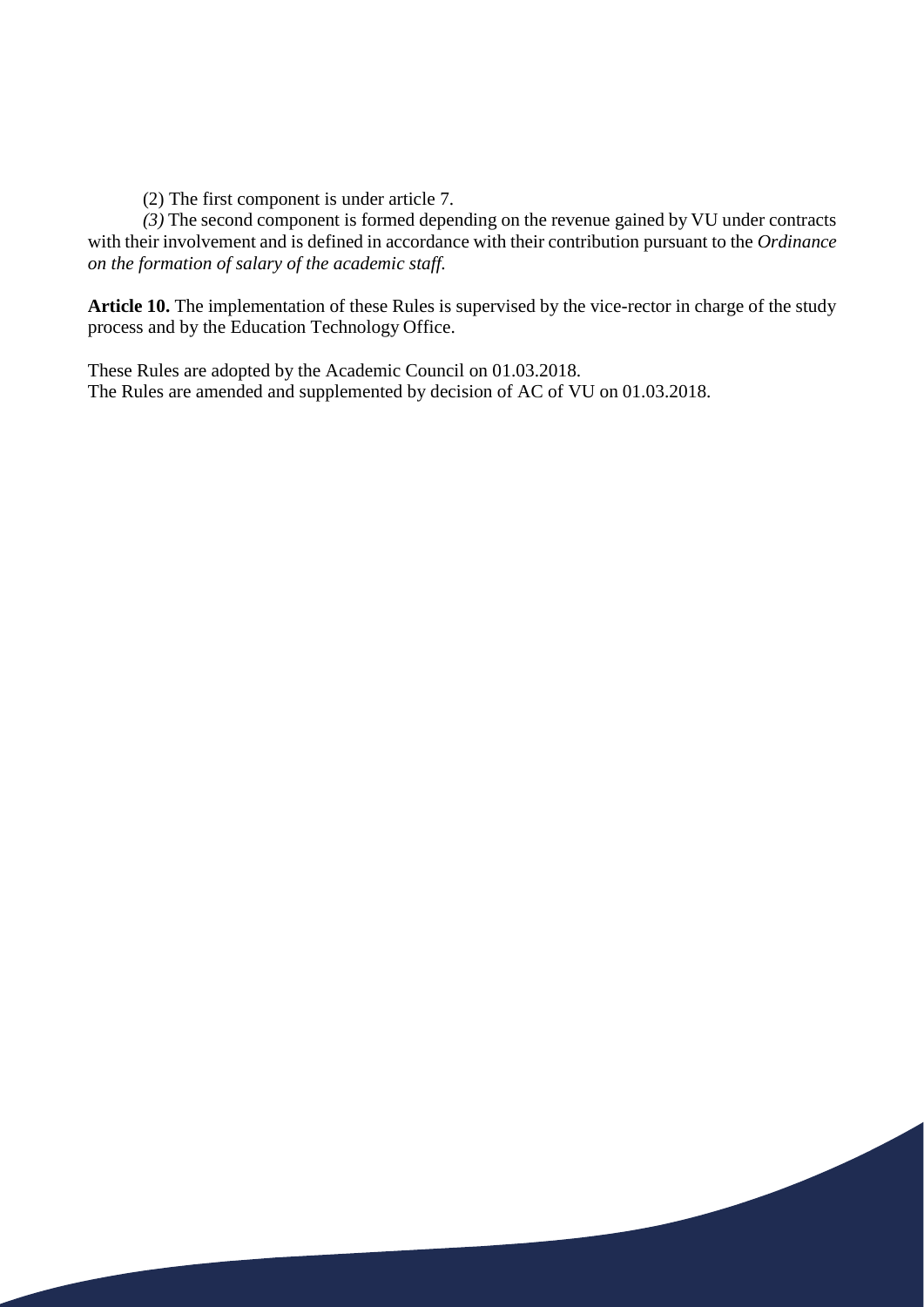(2) The first component is under article 7.

*(3)* The second component is formed depending on the revenue gained by VU under contracts with their involvement and is defined in accordance with their contribution pursuant to the *Ordinance on the formation of salary of the academic staff.*

**Article 10.** The implementation of these Rules is supervised by the vice-rector in charge of the study process and by the Education Technology Office.

These Rules are adopted by the Academic Council on 01.03.2018.
The Rules are amended and supplemented by decision of AC of VU on 01.03.2018.